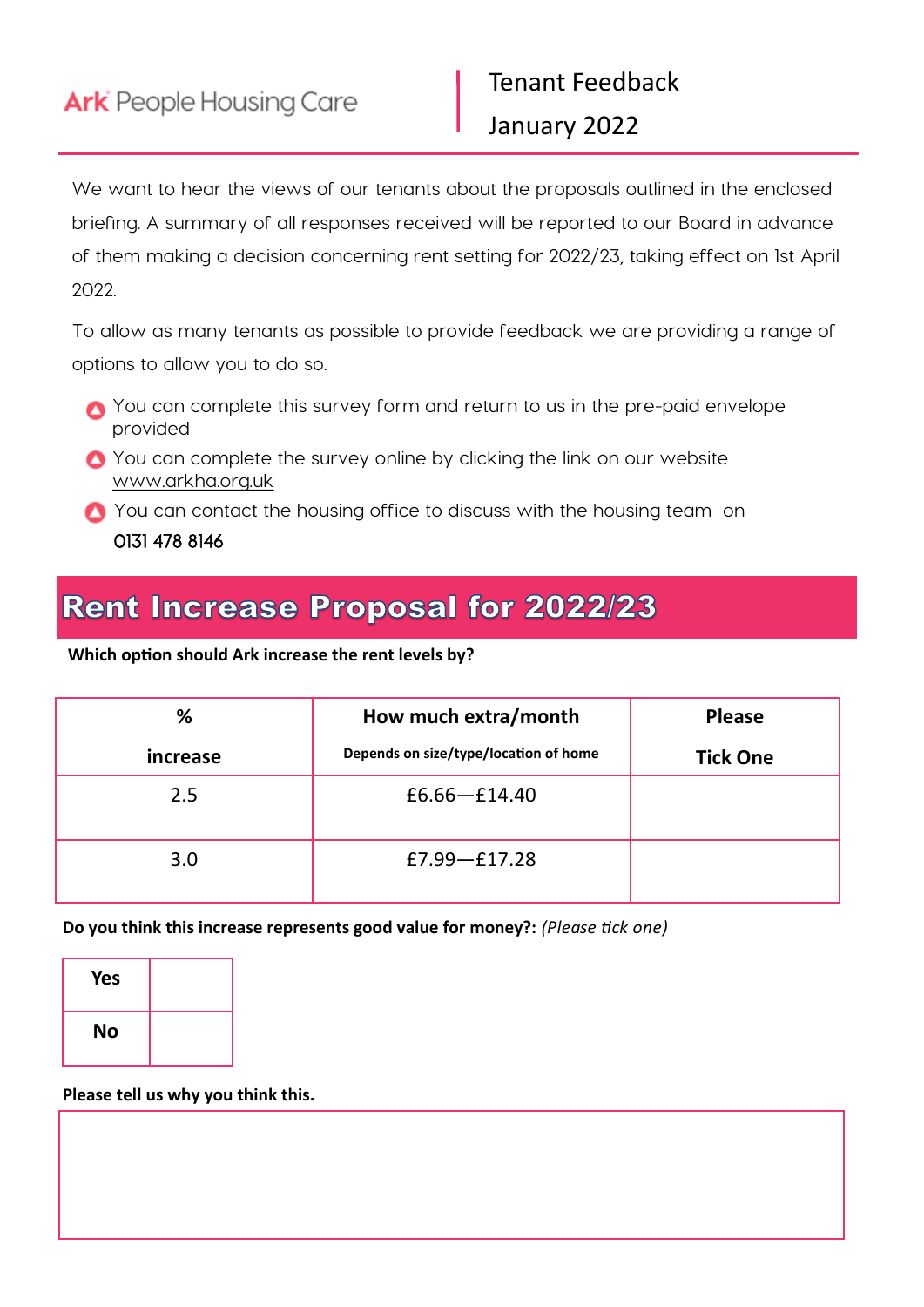Ark People Housing Care

Tenant Feedback

January 2022

We want to hear the views of our tenants about the proposals outlined in the enclosed briefing. A summary of all responses received will be reported to our Board in advance of them making a decision concerning rent setting for 2022/23, taking effect on 1st April 2022.

To allow as many tenants as possible to provide feedback we are providing a range of options to allow you to do so.

- You can complete this survey form and return to us in the pre-paid envelope provided
- You can complete the survey online by clicking the link on our website www.arkha.org.uk
- You can contact the housing office to discuss with the housing team on **0131 478 8146**

## Rent Increase Proposal for 2022/23

**Which option should Ark increase the rent levels by?**

| % increase | How much extra/month (Depends on size/type/location of home) | Please Tick One |
|---|---|---|
| 2.5 | £6.66—£14.40 | |
| 3.0 | £7.99—£17.28 | |

**Do you think this increase represents good value for money?:** *(Please tick one)*

| | |
|---|---|
| **Yes** | |
| **No** | |

**Please tell us why you think this.**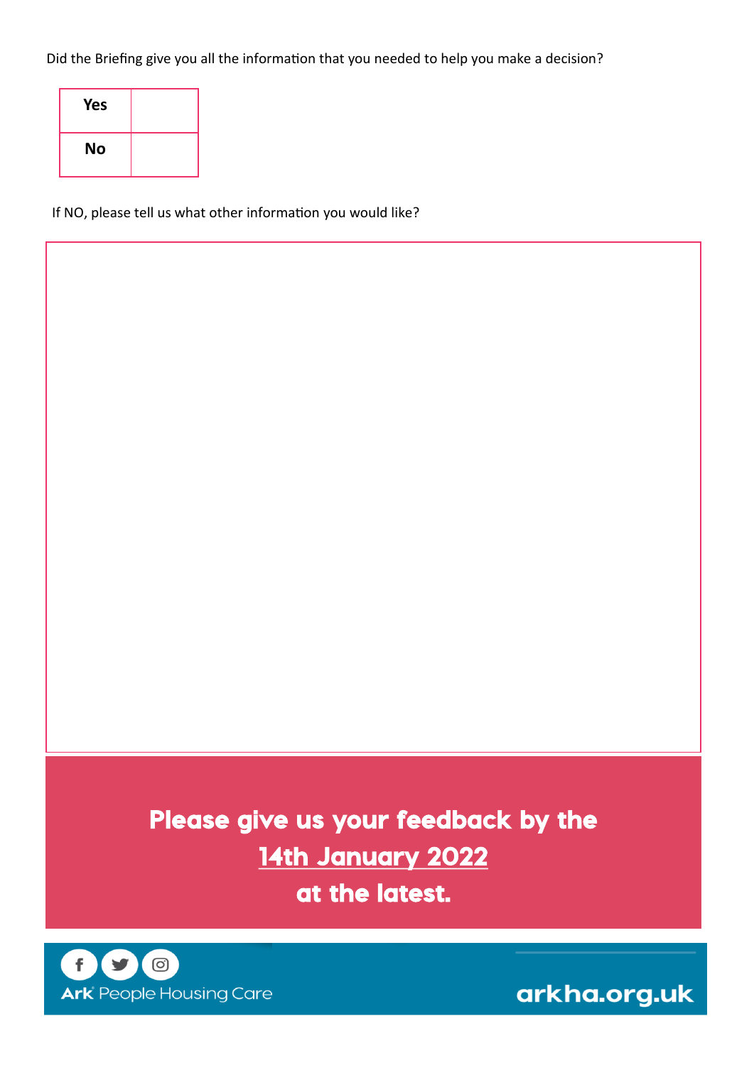Did the Briefing give you all the information that you needed to help you make a decision?

| | |
|---|---|
| **Yes** | |
| **No** | |

If NO, please tell us what other information you would like?

**Please give us your feedback by the**
**14th January 2022**
**at the latest.**

Ark People Housing Care

arkha.org.uk